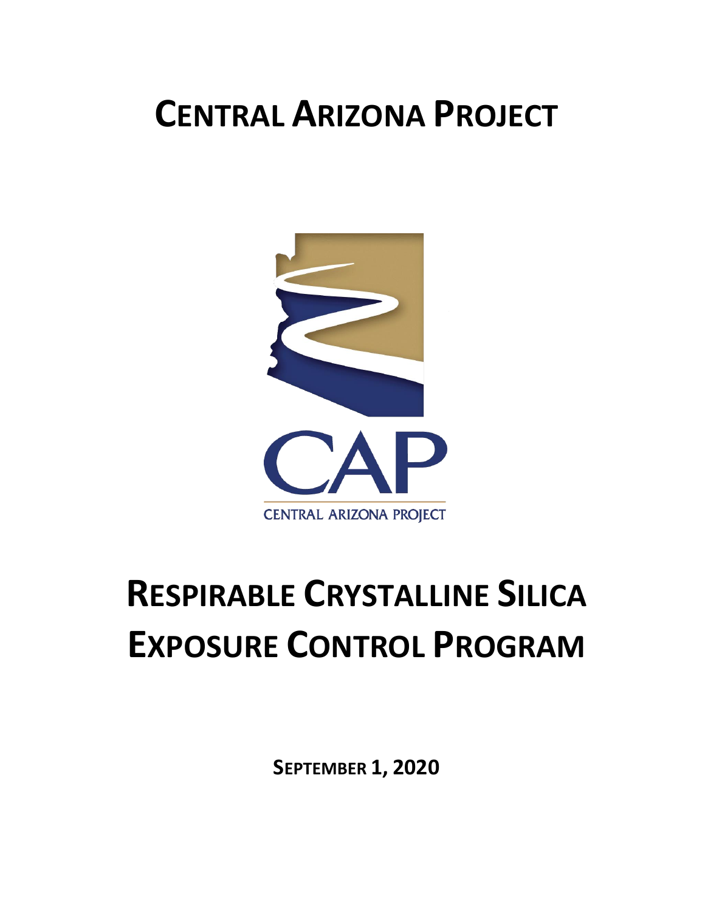# CENTRAL ARIZONA PROJECT

CAP

CENTRAL ARIZONA PROJECT

# RESPIRABLE CRYSTALLINE SILICA EXPOSURE CONTROL PROGRAM

**SEPTEMBER 1, 2020**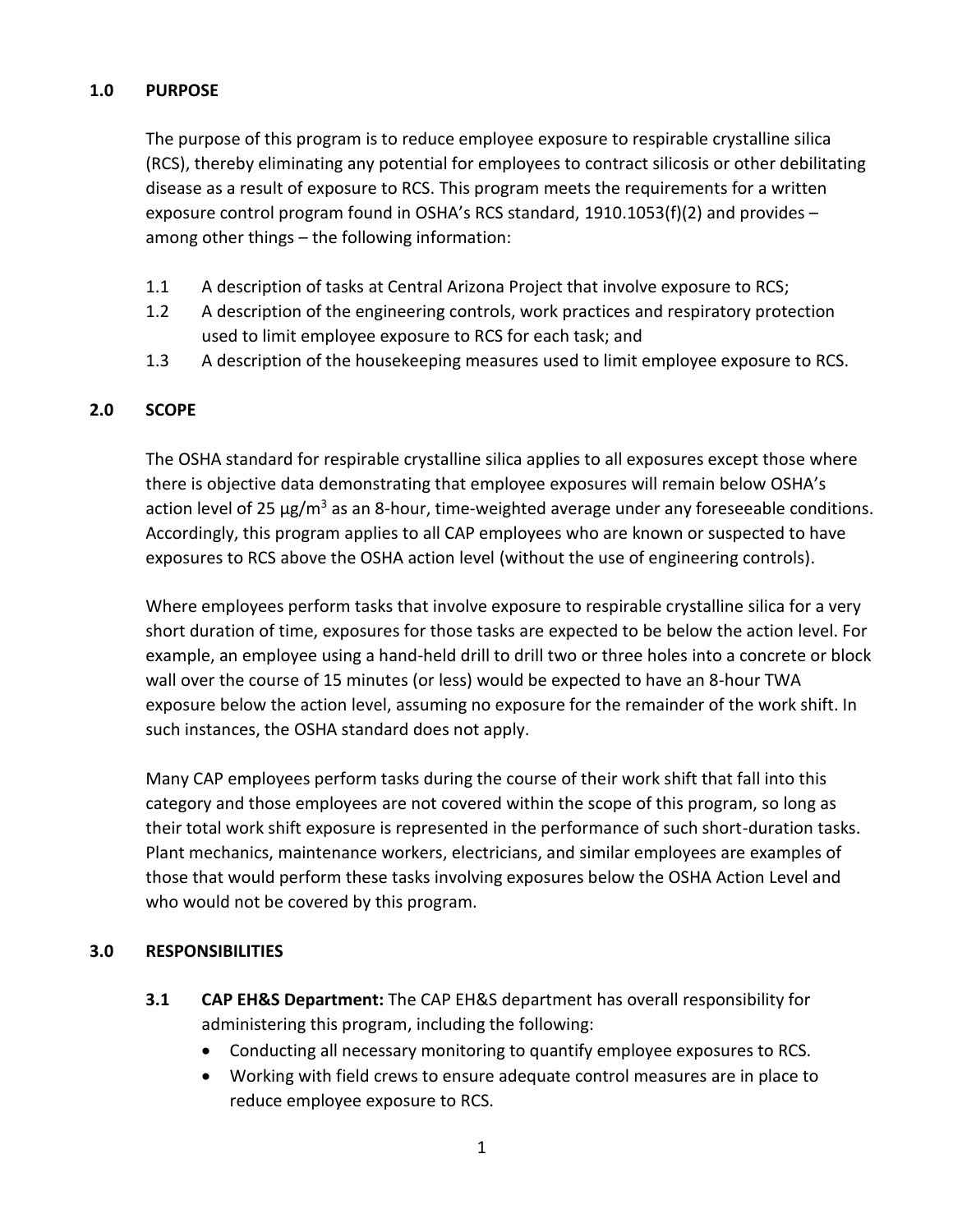## 1.0 PURPOSE

The purpose of this program is to reduce employee exposure to respirable crystalline silica (RCS), thereby eliminating any potential for employees to contract silicosis or other debilitating disease as a result of exposure to RCS. This program meets the requirements for a written exposure control program found in OSHA's RCS standard, 1910.1053(f)(2) and provides – among other things – the following information:

1.1 A description of tasks at Central Arizona Project that involve exposure to RCS;

1.2 A description of the engineering controls, work practices and respiratory protection used to limit employee exposure to RCS for each task; and

1.3 A description of the housekeeping measures used to limit employee exposure to RCS.

## 2.0 SCOPE

The OSHA standard for respirable crystalline silica applies to all exposures except those where there is objective data demonstrating that employee exposures will remain below OSHA's action level of 25 µg/m$^3$ as an 8-hour, time-weighted average under any foreseeable conditions. Accordingly, this program applies to all CAP employees who are known or suspected to have exposures to RCS above the OSHA action level (without the use of engineering controls).

Where employees perform tasks that involve exposure to respirable crystalline silica for a very short duration of time, exposures for those tasks are expected to be below the action level. For example, an employee using a hand-held drill to drill two or three holes into a concrete or block wall over the course of 15 minutes (or less) would be expected to have an 8-hour TWA exposure below the action level, assuming no exposure for the remainder of the work shift. In such instances, the OSHA standard does not apply.

Many CAP employees perform tasks during the course of their work shift that fall into this category and those employees are not covered within the scope of this program, so long as their total work shift exposure is represented in the performance of such short-duration tasks. Plant mechanics, maintenance workers, electricians, and similar employees are examples of those that would perform these tasks involving exposures below the OSHA Action Level and who would not be covered by this program.

## 3.0 RESPONSIBILITIES

**3.1 CAP EH&S Department:** The CAP EH&S department has overall responsibility for administering this program, including the following:

- Conducting all necessary monitoring to quantify employee exposures to RCS.
- Working with field crews to ensure adequate control measures are in place to reduce employee exposure to RCS.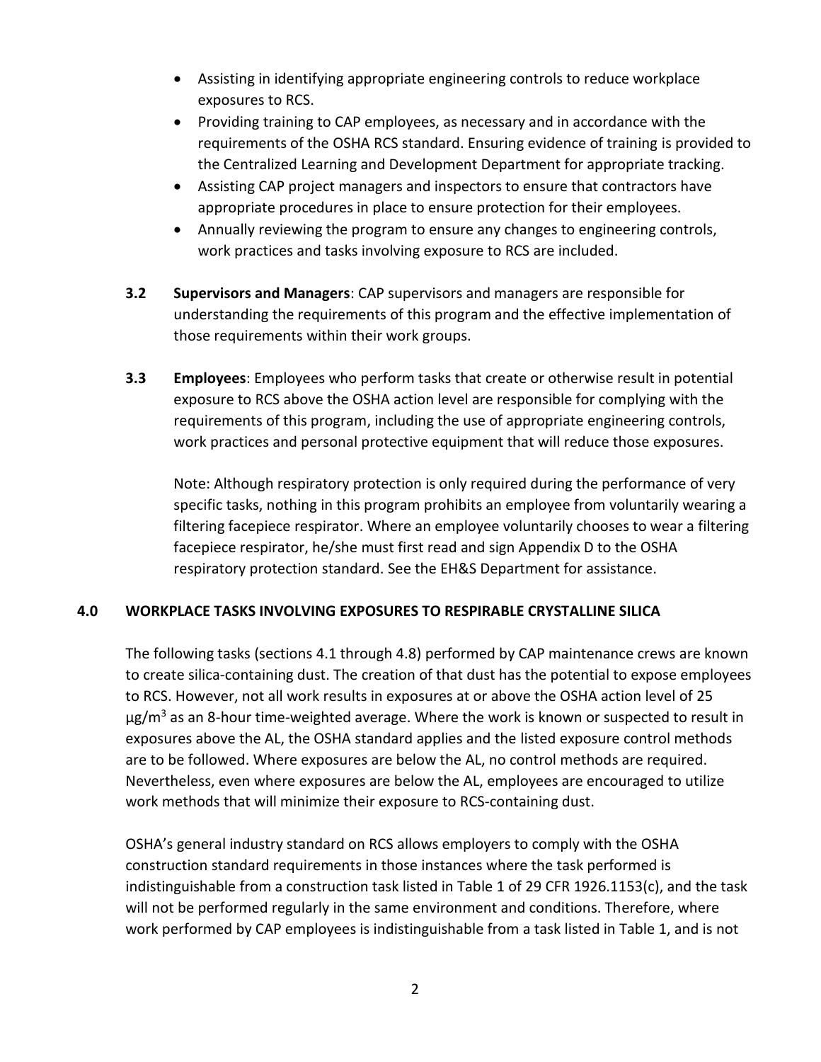- Assisting in identifying appropriate engineering controls to reduce workplace exposures to RCS.
- Providing training to CAP employees, as necessary and in accordance with the requirements of the OSHA RCS standard. Ensuring evidence of training is provided to the Centralized Learning and Development Department for appropriate tracking.
- Assisting CAP project managers and inspectors to ensure that contractors have appropriate procedures in place to ensure protection for their employees.
- Annually reviewing the program to ensure any changes to engineering controls, work practices and tasks involving exposure to RCS are included.

**3.2 Supervisors and Managers**: CAP supervisors and managers are responsible for understanding the requirements of this program and the effective implementation of those requirements within their work groups.

**3.3 Employees**: Employees who perform tasks that create or otherwise result in potential exposure to RCS above the OSHA action level are responsible for complying with the requirements of this program, including the use of appropriate engineering controls, work practices and personal protective equipment that will reduce those exposures.

Note: Although respiratory protection is only required during the performance of very specific tasks, nothing in this program prohibits an employee from voluntarily wearing a filtering facepiece respirator. Where an employee voluntarily chooses to wear a filtering facepiece respirator, he/she must first read and sign Appendix D to the OSHA respiratory protection standard. See the EH&S Department for assistance.

## 4.0 WORKPLACE TASKS INVOLVING EXPOSURES TO RESPIRABLE CRYSTALLINE SILICA

The following tasks (sections 4.1 through 4.8) performed by CAP maintenance crews are known to create silica-containing dust. The creation of that dust has the potential to expose employees to RCS. However, not all work results in exposures at or above the OSHA action level of 25 $\mu g/m^3$ as an 8-hour time-weighted average. Where the work is known or suspected to result in exposures above the AL, the OSHA standard applies and the listed exposure control methods are to be followed. Where exposures are below the AL, no control methods are required. Nevertheless, even where exposures are below the AL, employees are encouraged to utilize work methods that will minimize their exposure to RCS-containing dust.

OSHA's general industry standard on RCS allows employers to comply with the OSHA construction standard requirements in those instances where the task performed is indistinguishable from a construction task listed in Table 1 of 29 CFR 1926.1153(c), and the task will not be performed regularly in the same environment and conditions. Therefore, where work performed by CAP employees is indistinguishable from a task listed in Table 1, and is not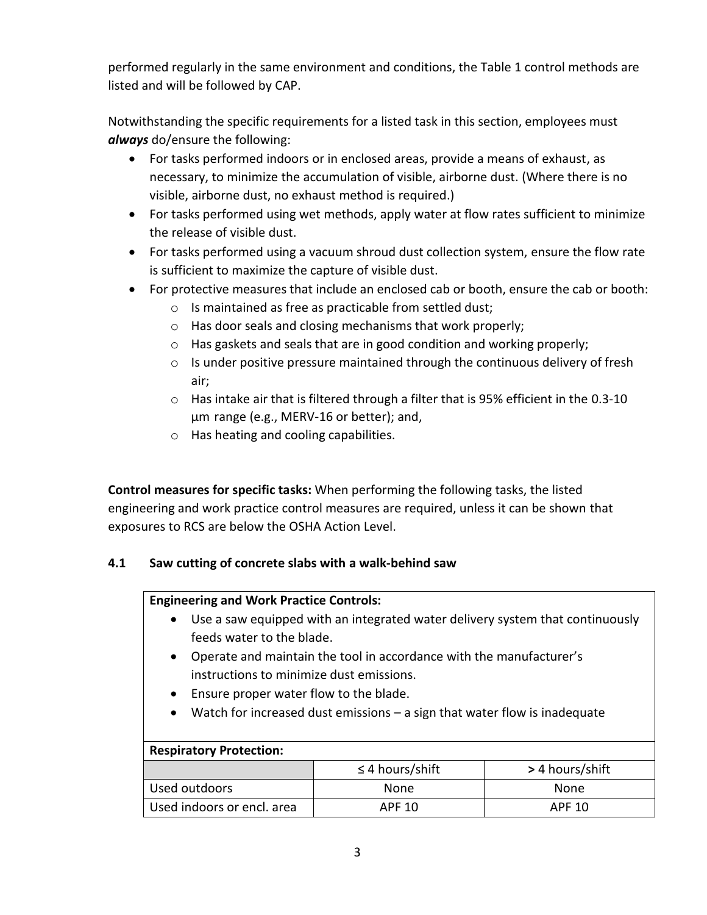performed regularly in the same environment and conditions, the Table 1 control methods are listed and will be followed by CAP.

Notwithstanding the specific requirements for a listed task in this section, employees must ***always*** do/ensure the following:

- For tasks performed indoors or in enclosed areas, provide a means of exhaust, as necessary, to minimize the accumulation of visible, airborne dust. (Where there is no visible, airborne dust, no exhaust method is required.)
- For tasks performed using wet methods, apply water at flow rates sufficient to minimize the release of visible dust.
- For tasks performed using a vacuum shroud dust collection system, ensure the flow rate is sufficient to maximize the capture of visible dust.
- For protective measures that include an enclosed cab or booth, ensure the cab or booth:
  - Is maintained as free as practicable from settled dust;
  - Has door seals and closing mechanisms that work properly;
  - Has gaskets and seals that are in good condition and working properly;
  - Is under positive pressure maintained through the continuous delivery of fresh air;
  - Has intake air that is filtered through a filter that is 95% efficient in the 0.3-10 µm range (e.g., MERV-16 or better); and,
  - Has heating and cooling capabilities.

**Control measures for specific tasks:** When performing the following tasks, the listed engineering and work practice control measures are required, unless it can be shown that exposures to RCS are below the OSHA Action Level.

### 4.1 Saw cutting of concrete slabs with a walk-behind saw

**Engineering and Work Practice Controls:**

- Use a saw equipped with an integrated water delivery system that continuously feeds water to the blade.
- Operate and maintain the tool in accordance with the manufacturer's instructions to minimize dust emissions.
- Ensure proper water flow to the blade.
- Watch for increased dust emissions – a sign that water flow is inadequate

**Respiratory Protection:**

| | ≤ 4 hours/shift | **>** 4 hours/shift |
|---|---|---|
| Used outdoors | None | None |
| Used indoors or encl. area | APF 10 | APF 10 |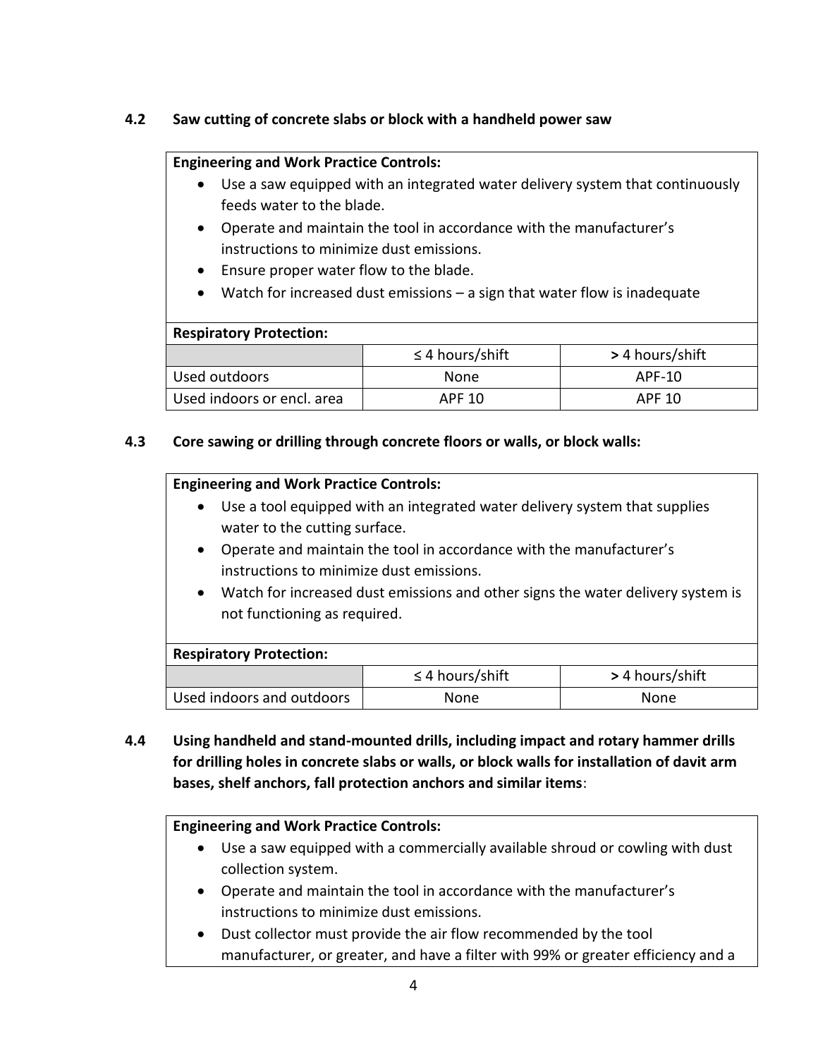### 4.2 Saw cutting of concrete slabs or block with a handheld power saw

**Engineering and Work Practice Controls:**

- Use a saw equipped with an integrated water delivery system that continuously feeds water to the blade.
- Operate and maintain the tool in accordance with the manufacturer's instructions to minimize dust emissions.
- Ensure proper water flow to the blade.
- Watch for increased dust emissions – a sign that water flow is inadequate

**Respiratory Protection:**

| | ≤ 4 hours/shift | > 4 hours/shift |
|---|---|---|
| Used outdoors | None | APF-10 |
| Used indoors or encl. area | APF 10 | APF 10 |

### 4.3 Core sawing or drilling through concrete floors or walls, or block walls:

**Engineering and Work Practice Controls:**

- Use a tool equipped with an integrated water delivery system that supplies water to the cutting surface.
- Operate and maintain the tool in accordance with the manufacturer's instructions to minimize dust emissions.
- Watch for increased dust emissions and other signs the water delivery system is not functioning as required.

**Respiratory Protection:**

| | ≤ 4 hours/shift | > 4 hours/shift |
|---|---|---|
| Used indoors and outdoors | None | None |

### 4.4 Using handheld and stand-mounted drills, including impact and rotary hammer drills for drilling holes in concrete slabs or walls, or block walls for installation of davit arm bases, shelf anchors, fall protection anchors and similar items:

**Engineering and Work Practice Controls:**

- Use a saw equipped with a commercially available shroud or cowling with dust collection system.
- Operate and maintain the tool in accordance with the manufacturer's instructions to minimize dust emissions.
- Dust collector must provide the air flow recommended by the tool manufacturer, or greater, and have a filter with 99% or greater efficiency and a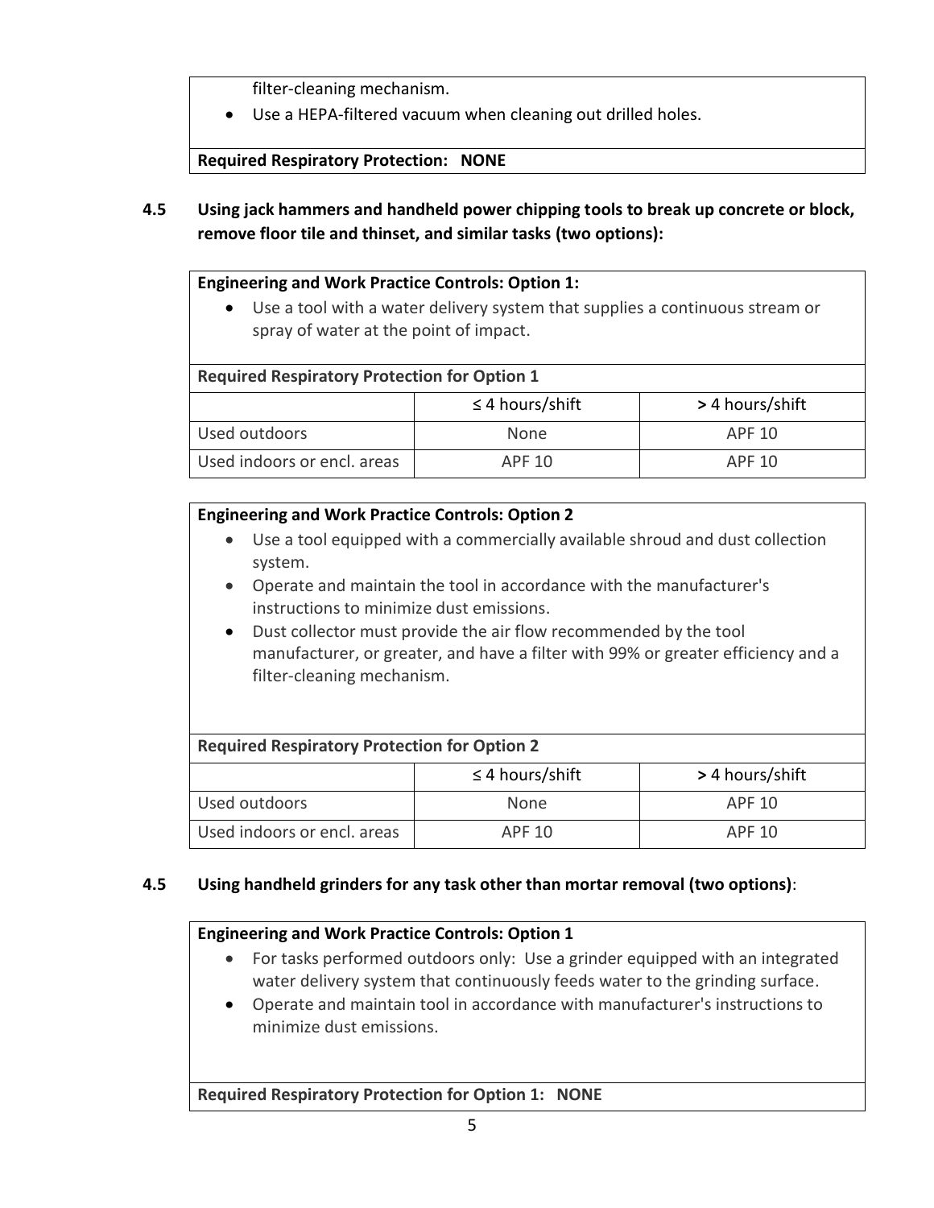filter-cleaning mechanism.

- Use a HEPA-filtered vacuum when cleaning out drilled holes.

**Required Respiratory Protection: NONE**

### 4.5 Using jack hammers and handheld power chipping tools to break up concrete or block, remove floor tile and thinset, and similar tasks (two options):

**Engineering and Work Practice Controls: Option 1:**

- Use a tool with a water delivery system that supplies a continuous stream or spray of water at the point of impact.

**Required Respiratory Protection for Option 1**

| | ≤ 4 hours/shift | > 4 hours/shift |
|---|---|---|
| Used outdoors | None | APF 10 |
| Used indoors or encl. areas | APF 10 | APF 10 |

**Engineering and Work Practice Controls: Option 2**

- Use a tool equipped with a commercially available shroud and dust collection system.
- Operate and maintain the tool in accordance with the manufacturer's instructions to minimize dust emissions.
- Dust collector must provide the air flow recommended by the tool manufacturer, or greater, and have a filter with 99% or greater efficiency and a filter-cleaning mechanism.

**Required Respiratory Protection for Option 2**

| | ≤ 4 hours/shift | > 4 hours/shift |
|---|---|---|
| Used outdoors | None | APF 10 |
| Used indoors or encl. areas | APF 10 | APF 10 |

### 4.5 Using handheld grinders for any task other than mortar removal (two options):

**Engineering and Work Practice Controls: Option 1**

- For tasks performed outdoors only: Use a grinder equipped with an integrated water delivery system that continuously feeds water to the grinding surface.
- Operate and maintain tool in accordance with manufacturer's instructions to minimize dust emissions.

**Required Respiratory Protection for Option 1: NONE**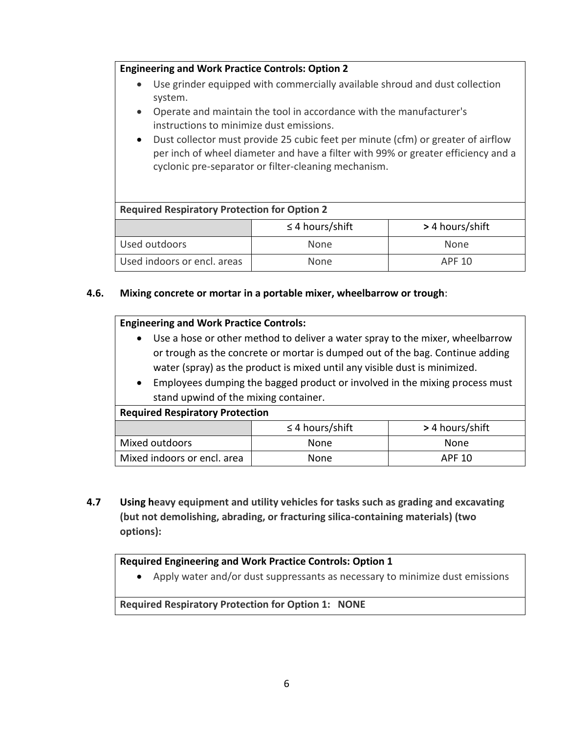**Engineering and Work Practice Controls: Option 2**

- Use grinder equipped with commercially available shroud and dust collection system.
- Operate and maintain the tool in accordance with the manufacturer's instructions to minimize dust emissions.
- Dust collector must provide 25 cubic feet per minute (cfm) or greater of airflow per inch of wheel diameter and have a filter with 99% or greater efficiency and a cyclonic pre-separator or filter-cleaning mechanism.

**Required Respiratory Protection for Option 2**

| | ≤ 4 hours/shift | **>** 4 hours/shift |
|---|---|---|
| Used outdoors | None | None |
| Used indoors or encl. areas | None | APF 10 |

**4.6. Mixing concrete or mortar in a portable mixer, wheelbarrow or trough**:

**Engineering and Work Practice Controls:**

- Use a hose or other method to deliver a water spray to the mixer, wheelbarrow or trough as the concrete or mortar is dumped out of the bag. Continue adding water (spray) as the product is mixed until any visible dust is minimized.
- Employees dumping the bagged product or involved in the mixing process must stand upwind of the mixing container.

**Required Respiratory Protection**

| | ≤ 4 hours/shift | **>** 4 hours/shift |
|---|---|---|
| Mixed outdoors | None | None |
| Mixed indoors or encl. area | None | APF 10 |

**4.7 Using heavy equipment and utility vehicles for tasks such as grading and excavating (but not demolishing, abrading, or fracturing silica-containing materials) (two options):**

**Required Engineering and Work Practice Controls: Option 1**

- Apply water and/or dust suppressants as necessary to minimize dust emissions

**Required Respiratory Protection for Option 1: NONE**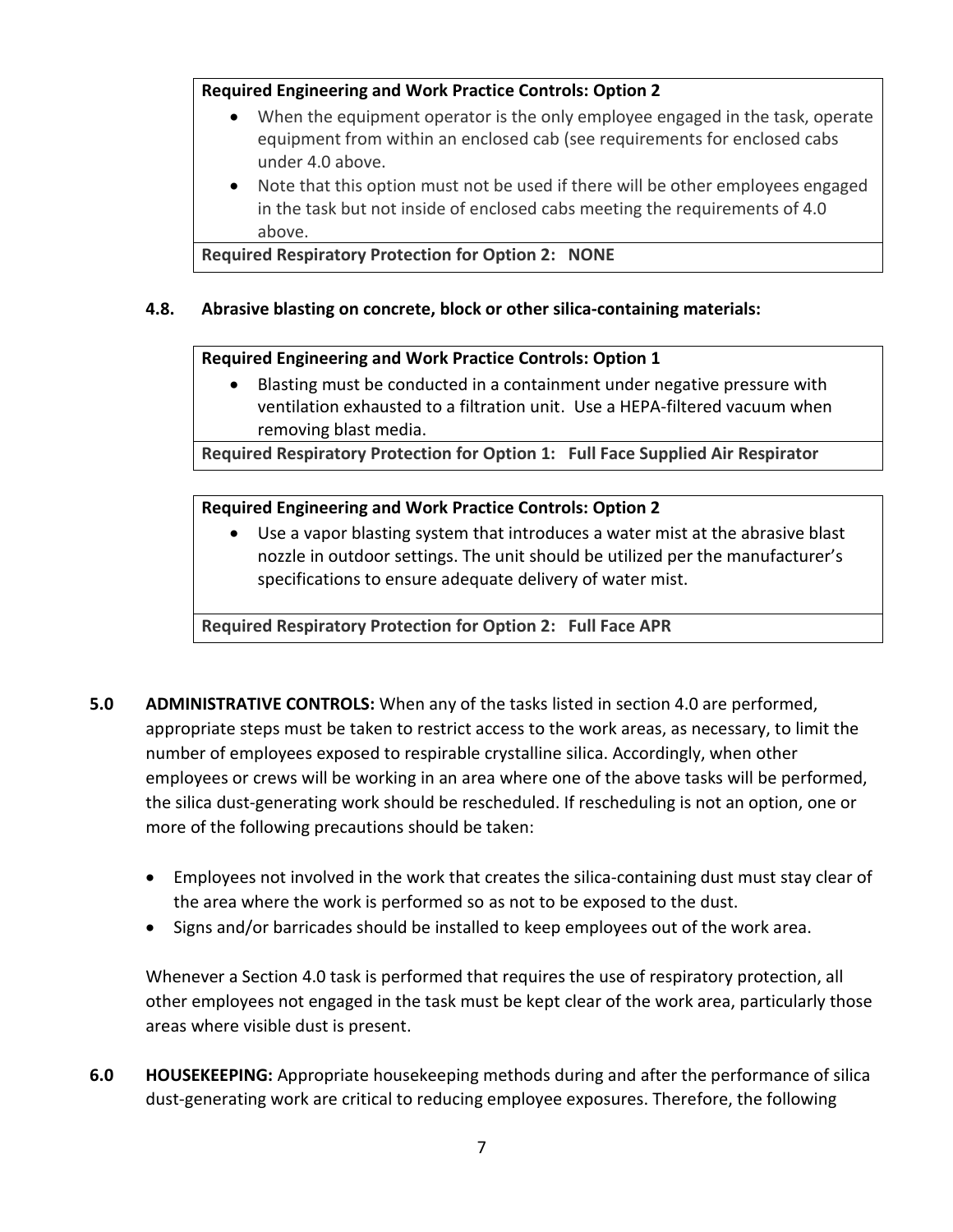**Required Engineering and Work Practice Controls: Option 2**

- When the equipment operator is the only employee engaged in the task, operate equipment from within an enclosed cab (see requirements for enclosed cabs under 4.0 above.
- Note that this option must not be used if there will be other employees engaged in the task but not inside of enclosed cabs meeting the requirements of 4.0 above.

**Required Respiratory Protection for Option 2: NONE**

**4.8. Abrasive blasting on concrete, block or other silica-containing materials:**

**Required Engineering and Work Practice Controls: Option 1**

- Blasting must be conducted in a containment under negative pressure with ventilation exhausted to a filtration unit. Use a HEPA-filtered vacuum when removing blast media.

**Required Respiratory Protection for Option 1: Full Face Supplied Air Respirator**

**Required Engineering and Work Practice Controls: Option 2**

- Use a vapor blasting system that introduces a water mist at the abrasive blast nozzle in outdoor settings. The unit should be utilized per the manufacturer's specifications to ensure adequate delivery of water mist.

**Required Respiratory Protection for Option 2: Full Face APR**

**5.0 ADMINISTRATIVE CONTROLS:** When any of the tasks listed in section 4.0 are performed, appropriate steps must be taken to restrict access to the work areas, as necessary, to limit the number of employees exposed to respirable crystalline silica. Accordingly, when other employees or crews will be working in an area where one of the above tasks will be performed, the silica dust-generating work should be rescheduled. If rescheduling is not an option, one or more of the following precautions should be taken:

- Employees not involved in the work that creates the silica-containing dust must stay clear of the area where the work is performed so as not to be exposed to the dust.
- Signs and/or barricades should be installed to keep employees out of the work area.

Whenever a Section 4.0 task is performed that requires the use of respiratory protection, all other employees not engaged in the task must be kept clear of the work area, particularly those areas where visible dust is present.

**6.0 HOUSEKEEPING:** Appropriate housekeeping methods during and after the performance of silica dust-generating work are critical to reducing employee exposures. Therefore, the following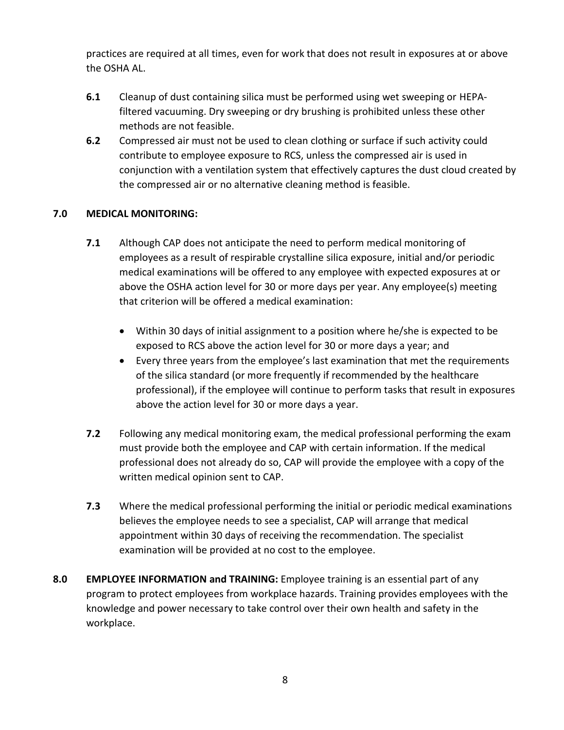practices are required at all times, even for work that does not result in exposures at or above the OSHA AL.

**6.1** Cleanup of dust containing silica must be performed using wet sweeping or HEPA-filtered vacuuming. Dry sweeping or dry brushing is prohibited unless these other methods are not feasible.

**6.2** Compressed air must not be used to clean clothing or surface if such activity could contribute to employee exposure to RCS, unless the compressed air is used in conjunction with a ventilation system that effectively captures the dust cloud created by the compressed air or no alternative cleaning method is feasible.

## 7.0 MEDICAL MONITORING:

**7.1** Although CAP does not anticipate the need to perform medical monitoring of employees as a result of respirable crystalline silica exposure, initial and/or periodic medical examinations will be offered to any employee with expected exposures at or above the OSHA action level for 30 or more days per year. Any employee(s) meeting that criterion will be offered a medical examination:

- Within 30 days of initial assignment to a position where he/she is expected to be exposed to RCS above the action level for 30 or more days a year; and
- Every three years from the employee's last examination that met the requirements of the silica standard (or more frequently if recommended by the healthcare professional), if the employee will continue to perform tasks that result in exposures above the action level for 30 or more days a year.

**7.2** Following any medical monitoring exam, the medical professional performing the exam must provide both the employee and CAP with certain information. If the medical professional does not already do so, CAP will provide the employee with a copy of the written medical opinion sent to CAP.

**7.3** Where the medical professional performing the initial or periodic medical examinations believes the employee needs to see a specialist, CAP will arrange that medical appointment within 30 days of receiving the recommendation. The specialist examination will be provided at no cost to the employee.

## 8.0 EMPLOYEE INFORMATION and TRAINING:

Employee training is an essential part of any program to protect employees from workplace hazards. Training provides employees with the knowledge and power necessary to take control over their own health and safety in the workplace.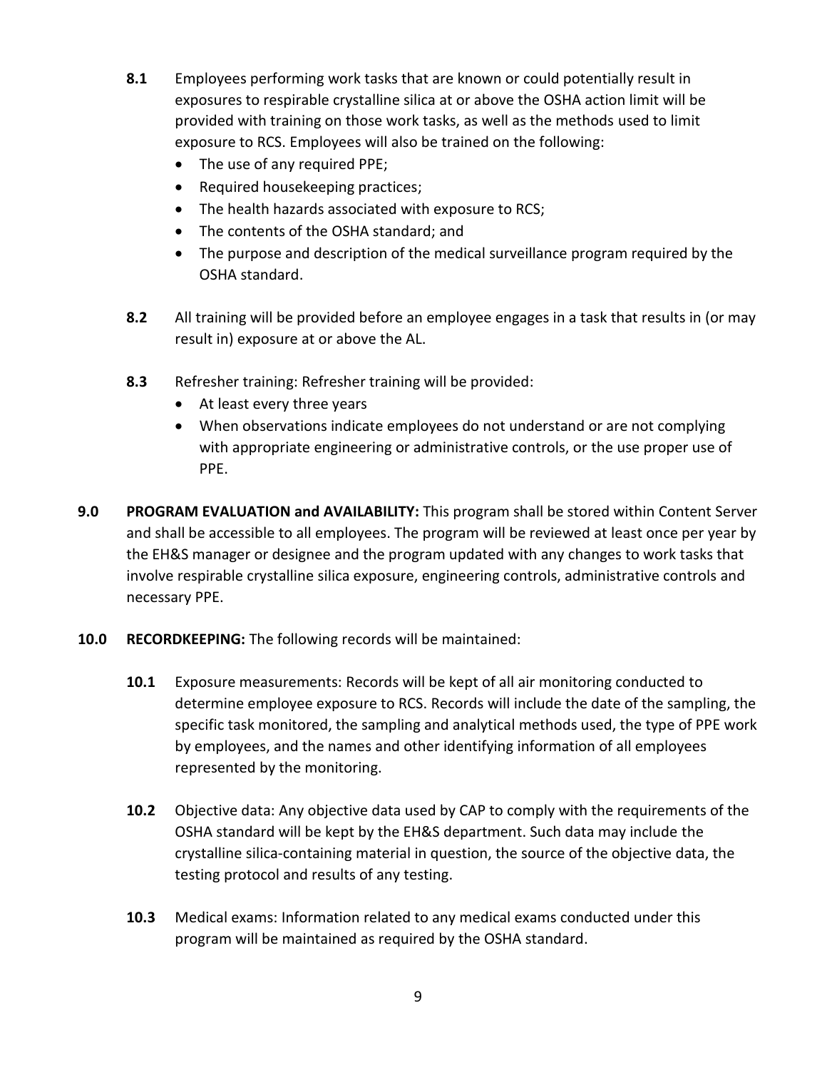**8.1** Employees performing work tasks that are known or could potentially result in exposures to respirable crystalline silica at or above the OSHA action limit will be provided with training on those work tasks, as well as the methods used to limit exposure to RCS. Employees will also be trained on the following:

- The use of any required PPE;
- Required housekeeping practices;
- The health hazards associated with exposure to RCS;
- The contents of the OSHA standard; and
- The purpose and description of the medical surveillance program required by the OSHA standard.

**8.2** All training will be provided before an employee engages in a task that results in (or may result in) exposure at or above the AL.

**8.3** Refresher training: Refresher training will be provided:

- At least every three years
- When observations indicate employees do not understand or are not complying with appropriate engineering or administrative controls, or the use proper use of PPE.

**9.0 PROGRAM EVALUATION and AVAILABILITY:** This program shall be stored within Content Server and shall be accessible to all employees. The program will be reviewed at least once per year by the EH&S manager or designee and the program updated with any changes to work tasks that involve respirable crystalline silica exposure, engineering controls, administrative controls and necessary PPE.

**10.0 RECORDKEEPING:** The following records will be maintained:

**10.1** Exposure measurements: Records will be kept of all air monitoring conducted to determine employee exposure to RCS. Records will include the date of the sampling, the specific task monitored, the sampling and analytical methods used, the type of PPE work by employees, and the names and other identifying information of all employees represented by the monitoring.

**10.2** Objective data: Any objective data used by CAP to comply with the requirements of the OSHA standard will be kept by the EH&S department. Such data may include the crystalline silica-containing material in question, the source of the objective data, the testing protocol and results of any testing.

**10.3** Medical exams: Information related to any medical exams conducted under this program will be maintained as required by the OSHA standard.